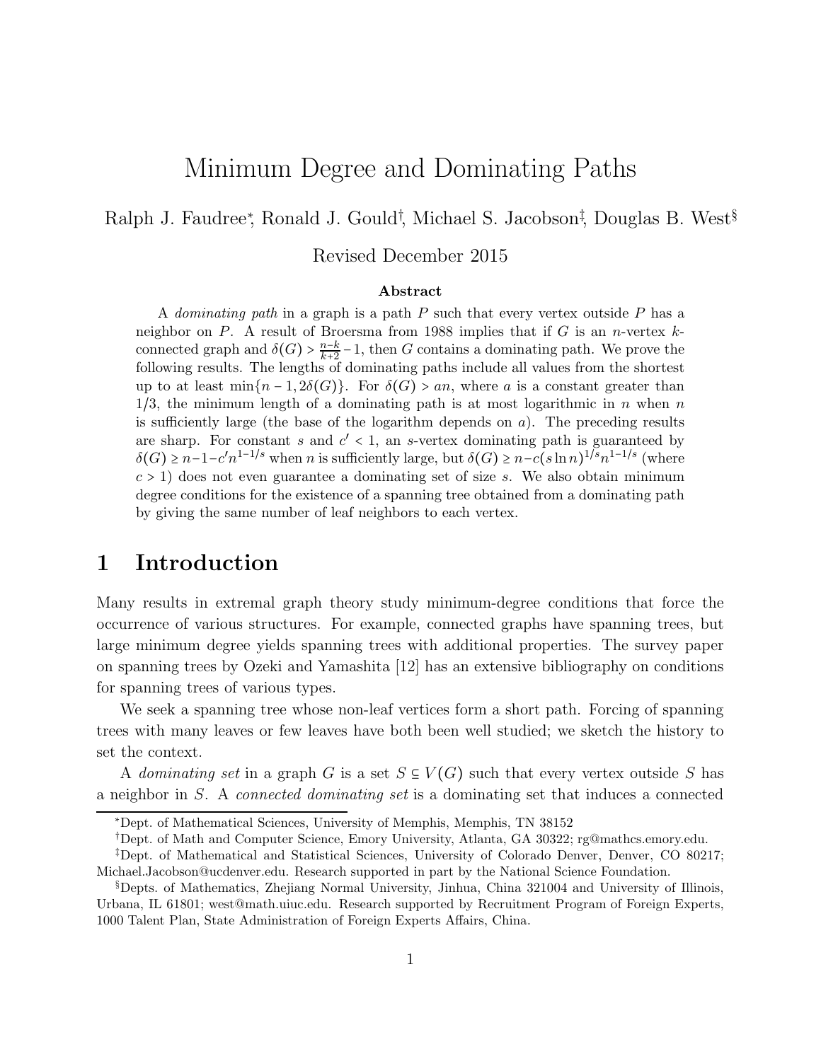# Minimum Degree and Dominating Paths

Ralph J. Faudree*, Ronald J. Gould†, Michael S. Jacobson‡, Douglas B. West§

Revised December 2015

### Abstract

A *dominating path* in a graph is a path $P$ such that every vertex outside $P$ has a neighbor on $P$. A result of Broersma from 1988 implies that if $G$ is an $n$-vertex $k$-connected graph and $\delta(G) > \frac{n-k}{k+2} - 1$, then $G$ contains a dominating path. We prove the following results. The lengths of dominating paths include all values from the shortest up to at least $\min\{n-1, 2\delta(G)\}$. For $\delta(G) > an$, where $a$ is a constant greater than $1/3$, the minimum length of a dominating path is at most logarithmic in $n$ when $n$ is sufficiently large (the base of the logarithm depends on $a$). The preceding results are sharp. For constant $s$ and $c' < 1$, an $s$-vertex dominating path is guaranteed by $\delta(G) \geq n-1-c'n^{1-1/s}$ when $n$ is sufficiently large, but $\delta(G) \geq n - c(s \ln n)^{1/s} n^{1-1/s}$ (where $c > 1$) does not even guarantee a dominating set of size $s$. We also obtain minimum degree conditions for the existence of a spanning tree obtained from a dominating path by giving the same number of leaf neighbors to each vertex.

## 1 Introduction

Many results in extremal graph theory study minimum-degree conditions that force the occurrence of various structures. For example, connected graphs have spanning trees, but large minimum degree yields spanning trees with additional properties. The survey paper on spanning trees by Ozeki and Yamashita [12] has an extensive bibliography on conditions for spanning trees of various types.

We seek a spanning tree whose non-leaf vertices form a short path. Forcing of spanning trees with many leaves or few leaves have both been well studied; we sketch the history to set the context.

A *dominating set* in a graph $G$ is a set $S \subseteq V(G)$ such that every vertex outside $S$ has a neighbor in $S$. A *connected dominating set* is a dominating set that induces a connected

---

*Dept. of Mathematical Sciences, University of Memphis, Memphis, TN 38152

†Dept. of Math and Computer Science, Emory University, Atlanta, GA 30322; rg@mathcs.emory.edu.

‡Dept. of Mathematical and Statistical Sciences, University of Colorado Denver, Denver, CO 80217; Michael.Jacobson@ucdenver.edu. Research supported in part by the National Science Foundation.

§Depts. of Mathematics, Zhejiang Normal University, Jinhua, China 321004 and University of Illinois, Urbana, IL 61801; west@math.uiuc.edu. Research supported by Recruitment Program of Foreign Experts, 1000 Talent Plan, State Administration of Foreign Experts Affairs, China.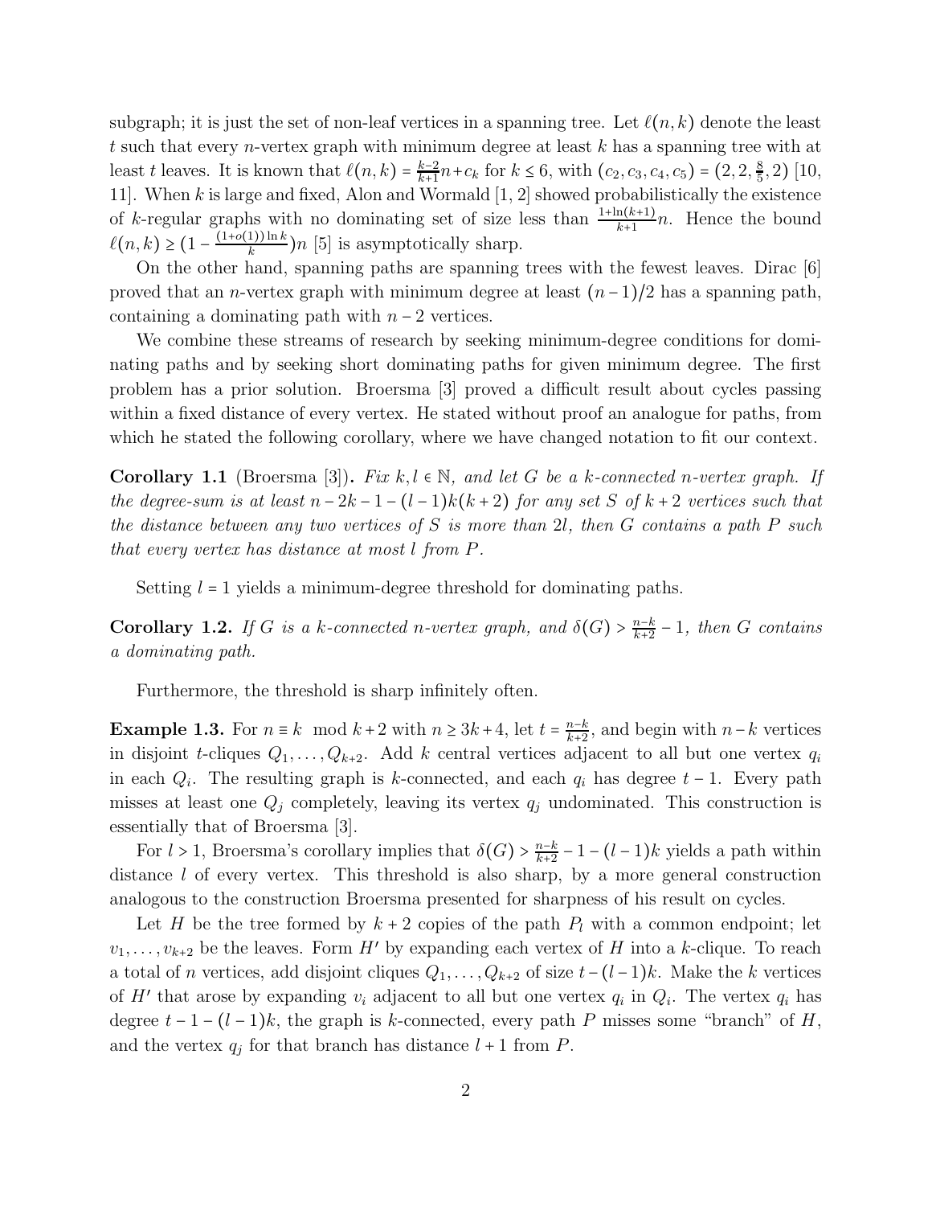subgraph; it is just the set of non-leaf vertices in a spanning tree. Let $\ell(n,k)$ denote the least $t$ such that every $n$-vertex graph with minimum degree at least $k$ has a spanning tree with at least $t$ leaves. It is known that $\ell(n,k) = \frac{k-2}{k+1}n + c_k$ for $k \le 6$, with $(c_2, c_3, c_4, c_5) = (2, 2, \frac{8}{5}, 2)$ [10, 11]. When $k$ is large and fixed, Alon and Wormald [1, 2] showed probabilistically the existence of $k$-regular graphs with no dominating set of size less than $\frac{1+\ln(k+1)}{k+1}n$. Hence the bound $\ell(n,k) \ge (1 - \frac{(1+o(1))\ln k}{k})n$ [5] is asymptotically sharp.

On the other hand, spanning paths are spanning trees with the fewest leaves. Dirac [6] proved that an $n$-vertex graph with minimum degree at least $(n-1)/2$ has a spanning path, containing a dominating path with $n-2$ vertices.

We combine these streams of research by seeking minimum-degree conditions for dominating paths and by seeking short dominating paths for given minimum degree. The first problem has a prior solution. Broersma [3] proved a difficult result about cycles passing within a fixed distance of every vertex. He stated without proof an analogue for paths, from which he stated the following corollary, where we have changed notation to fit our context.

**Corollary 1.1** (Broersma [3])**.** *Fix $k, l \in \mathbb{N}$, and let $G$ be a $k$-connected $n$-vertex graph. If the degree-sum is at least $n - 2k - 1 - (l-1)k(k+2)$ for any set $S$ of $k+2$ vertices such that the distance between any two vertices of $S$ is more than $2l$, then $G$ contains a path $P$ such that every vertex has distance at most $l$ from $P$.*

Setting $l = 1$ yields a minimum-degree threshold for dominating paths.

**Corollary 1.2.** *If $G$ is a $k$-connected $n$-vertex graph, and $\delta(G) > \frac{n-k}{k+2} - 1$, then $G$ contains a dominating path.*

Furthermore, the threshold is sharp infinitely often.

**Example 1.3.** For $n \equiv k \mod k+2$ with $n \ge 3k+4$, let $t = \frac{n-k}{k+2}$, and begin with $n-k$ vertices in disjoint $t$-cliques $Q_1, \ldots, Q_{k+2}$. Add $k$ central vertices adjacent to all but one vertex $q_i$ in each $Q_i$. The resulting graph is $k$-connected, and each $q_i$ has degree $t-1$. Every path misses at least one $Q_j$ completely, leaving its vertex $q_j$ undominated. This construction is essentially that of Broersma [3].

For $l > 1$, Broersma's corollary implies that $\delta(G) > \frac{n-k}{k+2} - 1 - (l-1)k$ yields a path within distance $l$ of every vertex. This threshold is also sharp, by a more general construction analogous to the construction Broersma presented for sharpness of his result on cycles.

Let $H$ be the tree formed by $k+2$ copies of the path $P_l$ with a common endpoint; let $v_1, \ldots, v_{k+2}$ be the leaves. Form $H'$ by expanding each vertex of $H$ into a $k$-clique. To reach a total of $n$ vertices, add disjoint cliques $Q_1, \ldots, Q_{k+2}$ of size $t - (l-1)k$. Make the $k$ vertices of $H'$ that arose by expanding $v_i$ adjacent to all but one vertex $q_i$ in $Q_i$. The vertex $q_i$ has degree $t - 1 - (l-1)k$, the graph is $k$-connected, every path $P$ misses some "branch" of $H$, and the vertex $q_j$ for that branch has distance $l+1$ from $P$.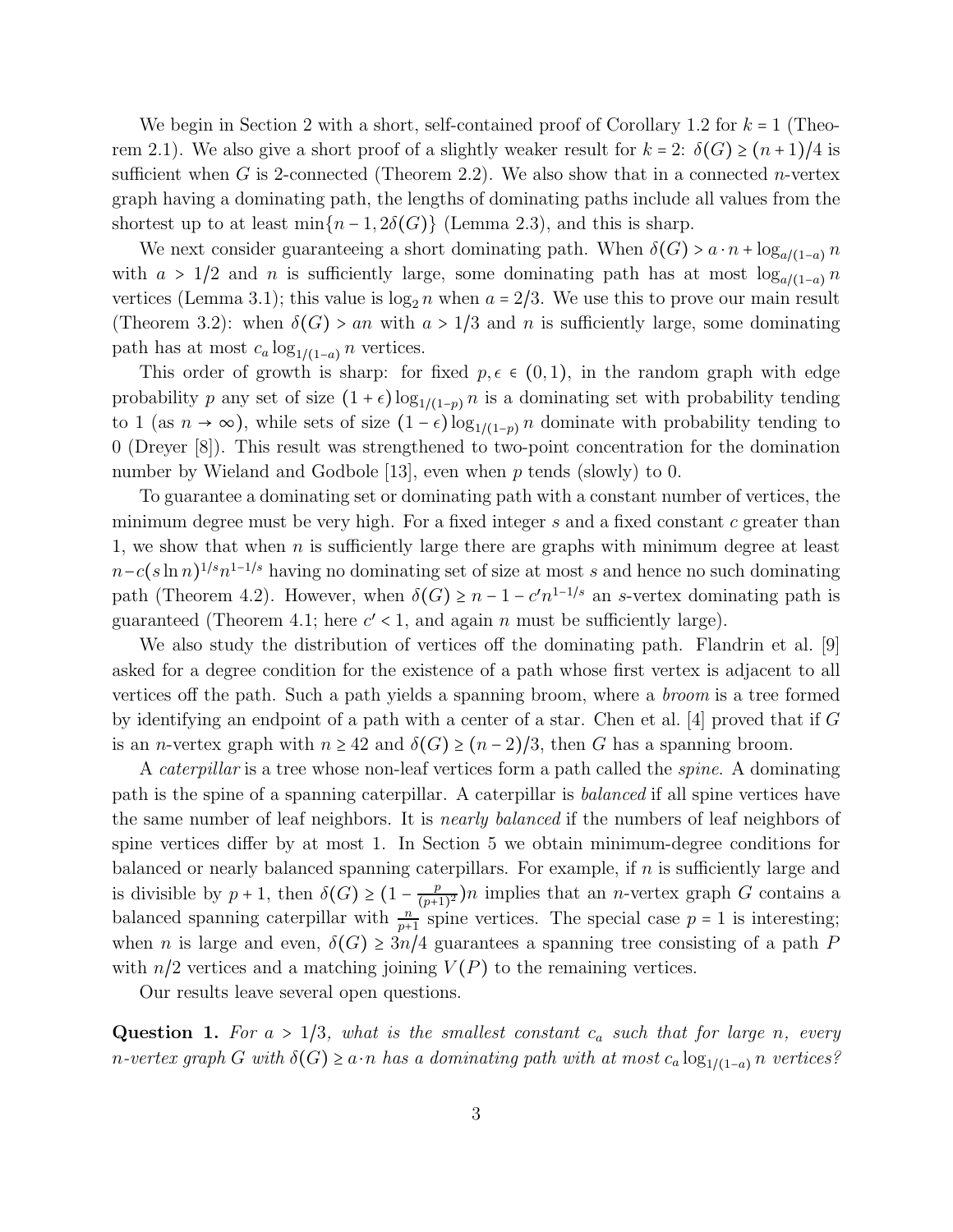We begin in Section 2 with a short, self-contained proof of Corollary 1.2 for $k = 1$ (Theorem 2.1). We also give a short proof of a slightly weaker result for $k = 2$: $\delta(G) \geq (n+1)/4$ is sufficient when $G$ is 2-connected (Theorem 2.2). We also show that in a connected $n$-vertex graph having a dominating path, the lengths of dominating paths include all values from the shortest up to at least $\min\{n-1, 2\delta(G)\}$ (Lemma 2.3), and this is sharp.

We next consider guaranteeing a short dominating path. When $\delta(G) > a \cdot n + \log_{a/(1-a)} n$ with $a > 1/2$ and $n$ is sufficiently large, some dominating path has at most $\log_{a/(1-a)} n$ vertices (Lemma 3.1); this value is $\log_2 n$ when $a = 2/3$. We use this to prove our main result (Theorem 3.2): when $\delta(G) > an$ with $a > 1/3$ and $n$ is sufficiently large, some dominating path has at most $c_a \log_{1/(1-a)} n$ vertices.

This order of growth is sharp: for fixed $p, \epsilon \in (0,1)$, in the random graph with edge probability $p$ any set of size $(1+\epsilon)\log_{1/(1-p)} n$ is a dominating set with probability tending to 1 (as $n \to \infty$), while sets of size $(1-\epsilon)\log_{1/(1-p)} n$ dominate with probability tending to 0 (Dreyer [8]). This result was strengthened to two-point concentration for the domination number by Wieland and Godbole [13], even when $p$ tends (slowly) to 0.

To guarantee a dominating set or dominating path with a constant number of vertices, the minimum degree must be very high. For a fixed integer $s$ and a fixed constant $c$ greater than 1, we show that when $n$ is sufficiently large there are graphs with minimum degree at least $n - c(s \ln n)^{1/s} n^{1-1/s}$ having no dominating set of size at most $s$ and hence no such dominating path (Theorem 4.2). However, when $\delta(G) \geq n - 1 - c' n^{1-1/s}$ an $s$-vertex dominating path is guaranteed (Theorem 4.1; here $c' < 1$, and again $n$ must be sufficiently large).

We also study the distribution of vertices off the dominating path. Flandrin et al. [9] asked for a degree condition for the existence of a path whose first vertex is adjacent to all vertices off the path. Such a path yields a spanning broom, where a *broom* is a tree formed by identifying an endpoint of a path with a center of a star. Chen et al. [4] proved that if $G$ is an $n$-vertex graph with $n \geq 42$ and $\delta(G) \geq (n-2)/3$, then $G$ has a spanning broom.

A *caterpillar* is a tree whose non-leaf vertices form a path called the *spine*. A dominating path is the spine of a spanning caterpillar. A caterpillar is *balanced* if all spine vertices have the same number of leaf neighbors. It is *nearly balanced* if the numbers of leaf neighbors of spine vertices differ by at most 1. In Section 5 we obtain minimum-degree conditions for balanced or nearly balanced spanning caterpillars. For example, if $n$ is sufficiently large and is divisible by $p+1$, then $\delta(G) \geq (1 - \frac{p}{(p+1)^2})n$ implies that an $n$-vertex graph $G$ contains a balanced spanning caterpillar with $\frac{n}{p+1}$ spine vertices. The special case $p = 1$ is interesting; when $n$ is large and even, $\delta(G) \geq 3n/4$ guarantees a spanning tree consisting of a path $P$ with $n/2$ vertices and a matching joining $V(P)$ to the remaining vertices.

Our results leave several open questions.

**Question 1.** *For $a > 1/3$, what is the smallest constant $c_a$ such that for large $n$, every $n$-vertex graph $G$ with $\delta(G) \geq a \cdot n$ has a dominating path with at most $c_a \log_{1/(1-a)} n$ vertices?*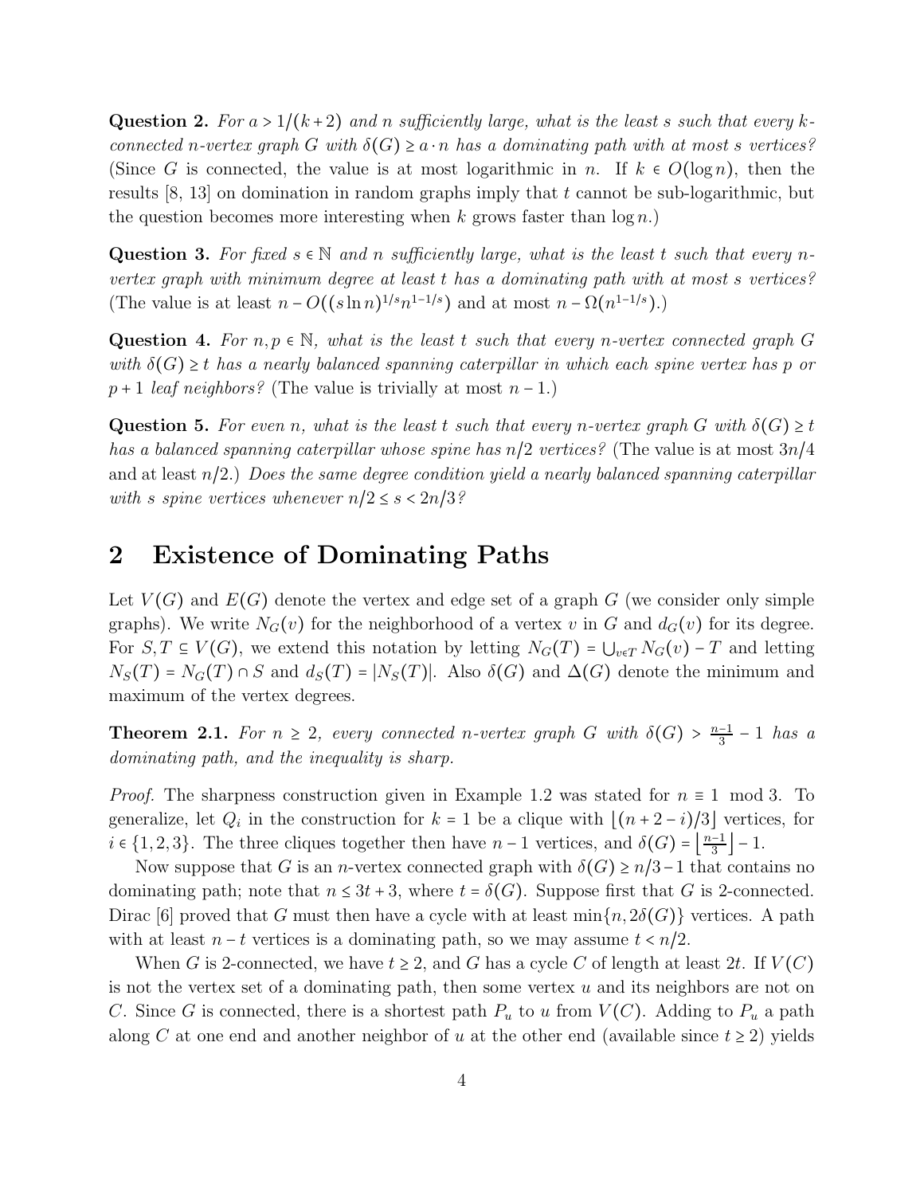**Question 2.** *For $a > 1/(k+2)$ and $n$ sufficiently large, what is the least $s$ such that every $k$-connected $n$-vertex graph $G$ with $\delta(G) \ge a \cdot n$ has a dominating path with at most $s$ vertices?* (Since $G$ is connected, the value is at most logarithmic in $n$. If $k \in O(\log n)$, then the results [8, 13] on domination in random graphs imply that $t$ cannot be sub-logarithmic, but the question becomes more interesting when $k$ grows faster than $\log n$.)

**Question 3.** *For fixed $s \in \mathbb{N}$ and $n$ sufficiently large, what is the least $t$ such that every $n$-vertex graph with minimum degree at least $t$ has a dominating path with at most $s$ vertices?* (The value is at least $n - O((s \ln n)^{1/s} n^{1-1/s})$ and at most $n - \Omega(n^{1-1/s})$.)

**Question 4.** *For $n, p \in \mathbb{N}$, what is the least $t$ such that every $n$-vertex connected graph $G$ with $\delta(G) \ge t$ has a nearly balanced spanning caterpillar in which each spine vertex has $p$ or $p+1$ leaf neighbors?* (The value is trivially at most $n-1$.)

**Question 5.** *For even $n$, what is the least $t$ such that every $n$-vertex graph $G$ with $\delta(G) \ge t$ has a balanced spanning caterpillar whose spine has $n/2$ vertices?* (The value is at most $3n/4$ and at least $n/2$.) *Does the same degree condition yield a nearly balanced spanning caterpillar with $s$ spine vertices whenever $n/2 \le s < 2n/3$?*

## 2 Existence of Dominating Paths

Let $V(G)$ and $E(G)$ denote the vertex and edge set of a graph $G$ (we consider only simple graphs). We write $N_G(v)$ for the neighborhood of a vertex $v$ in $G$ and $d_G(v)$ for its degree. For $S, T \subseteq V(G)$, we extend this notation by letting $N_G(T) = \bigcup_{v \in T} N_G(v) - T$ and letting $N_S(T) = N_G(T) \cap S$ and $d_S(T) = |N_S(T)|$. Also $\delta(G)$ and $\Delta(G)$ denote the minimum and maximum of the vertex degrees.

**Theorem 2.1.** *For $n \ge 2$, every connected $n$-vertex graph $G$ with $\delta(G) > \frac{n-1}{3} - 1$ has a dominating path, and the inequality is sharp.*

*Proof.* The sharpness construction given in Example 1.2 was stated for $n \equiv 1 \mod 3$. To generalize, let $Q_i$ in the construction for $k = 1$ be a clique with $\lfloor (n+2-i)/3 \rfloor$ vertices, for $i \in \{1, 2, 3\}$. The three cliques together then have $n-1$ vertices, and $\delta(G) = \lfloor \frac{n-1}{3} \rfloor - 1$.

Now suppose that $G$ is an $n$-vertex connected graph with $\delta(G) \ge n/3 - 1$ that contains no dominating path; note that $n \le 3t + 3$, where $t = \delta(G)$. Suppose first that $G$ is 2-connected. Dirac [6] proved that $G$ must then have a cycle with at least $\min\{n, 2\delta(G)\}$ vertices. A path with at least $n - t$ vertices is a dominating path, so we may assume $t < n/2$.

When $G$ is 2-connected, we have $t \ge 2$, and $G$ has a cycle $C$ of length at least $2t$. If $V(C)$ is not the vertex set of a dominating path, then some vertex $u$ and its neighbors are not on $C$. Since $G$ is connected, there is a shortest path $P_u$ to $u$ from $V(C)$. Adding to $P_u$ a path along $C$ at one end and another neighbor of $u$ at the other end (available since $t \ge 2$) yields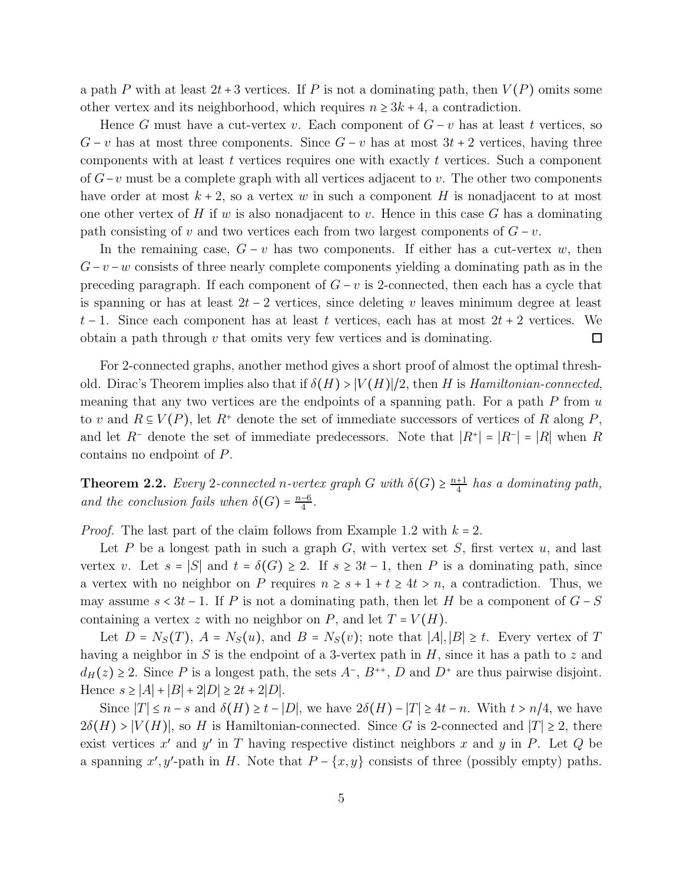a path $P$ with at least $2t+3$ vertices. If $P$ is not a dominating path, then $V(P)$ omits some other vertex and its neighborhood, which requires $n \ge 3k+4$, a contradiction.

Hence $G$ must have a cut-vertex $v$. Each component of $G-v$ has at least $t$ vertices, so $G-v$ has at most three components. Since $G-v$ has at most $3t+2$ vertices, having three components with at least $t$ vertices requires one with exactly $t$ vertices. Such a component of $G-v$ must be a complete graph with all vertices adjacent to $v$. The other two components have order at most $k+2$, so a vertex $w$ in such a component $H$ is nonadjacent to at most one other vertex of $H$ if $w$ is also nonadjacent to $v$. Hence in this case $G$ has a dominating path consisting of $v$ and two vertices each from two largest components of $G-v$.

In the remaining case, $G-v$ has two components. If either has a cut-vertex $w$, then $G-v-w$ consists of three nearly complete components yielding a dominating path as in the preceding paragraph. If each component of $G-v$ is 2-connected, then each has a cycle that is spanning or has at least $2t-2$ vertices, since deleting $v$ leaves minimum degree at least $t-1$. Since each component has at least $t$ vertices, each has at most $2t+2$ vertices. We obtain a path through $v$ that omits very few vertices and is dominating. □

For 2-connected graphs, another method gives a short proof of almost the optimal threshold. Dirac's Theorem implies also that if $\delta(H) > |V(H)|/2$, then $H$ is *Hamiltonian-connected*, meaning that any two vertices are the endpoints of a spanning path. For a path $P$ from $u$ to $v$ and $R \subseteq V(P)$, let $R^+$ denote the set of immediate successors of vertices of $R$ along $P$, and let $R^-$ denote the set of immediate predecessors. Note that $|R^+| = |R^-| = |R|$ when $R$ contains no endpoint of $P$.

**Theorem 2.2.** *Every 2-connected $n$-vertex graph $G$ with $\delta(G) \ge \frac{n+1}{4}$ has a dominating path, and the conclusion fails when $\delta(G) = \frac{n-6}{4}$.*

*Proof.* The last part of the claim follows from Example 1.2 with $k=2$.

Let $P$ be a longest path in such a graph $G$, with vertex set $S$, first vertex $u$, and last vertex $v$. Let $s = |S|$ and $t = \delta(G) \ge 2$. If $s \ge 3t-1$, then $P$ is a dominating path, since a vertex with no neighbor on $P$ requires $n \ge s+1+t \ge 4t > n$, a contradiction. Thus, we may assume $s < 3t-1$. If $P$ is not a dominating path, then let $H$ be a component of $G-S$ containing a vertex $z$ with no neighbor on $P$, and let $T = V(H)$.

Let $D = N_S(T)$, $A = N_S(u)$, and $B = N_S(v)$; note that $|A|,|B| \ge t$. Every vertex of $T$ having a neighbor in $S$ is the endpoint of a 3-vertex path in $H$, since it has a path to $z$ and $d_H(z) \ge 2$. Since $P$ is a longest path, the sets $A^-$, $B^{++}$, $D$ and $D^+$ are thus pairwise disjoint. Hence $s \ge |A| + |B| + 2|D| \ge 2t + 2|D|$.

Since $|T| \le n-s$ and $\delta(H) \ge t - |D|$, we have $2\delta(H) - |T| \ge 4t - n$. With $t > n/4$, we have $2\delta(H) > |V(H)|$, so $H$ is Hamiltonian-connected. Since $G$ is 2-connected and $|T| \ge 2$, there exist vertices $x'$ and $y'$ in $T$ having respective distinct neighbors $x$ and $y$ in $P$. Let $Q$ be a spanning $x',y'$-path in $H$. Note that $P - \{x,y\}$ consists of three (possibly empty) paths.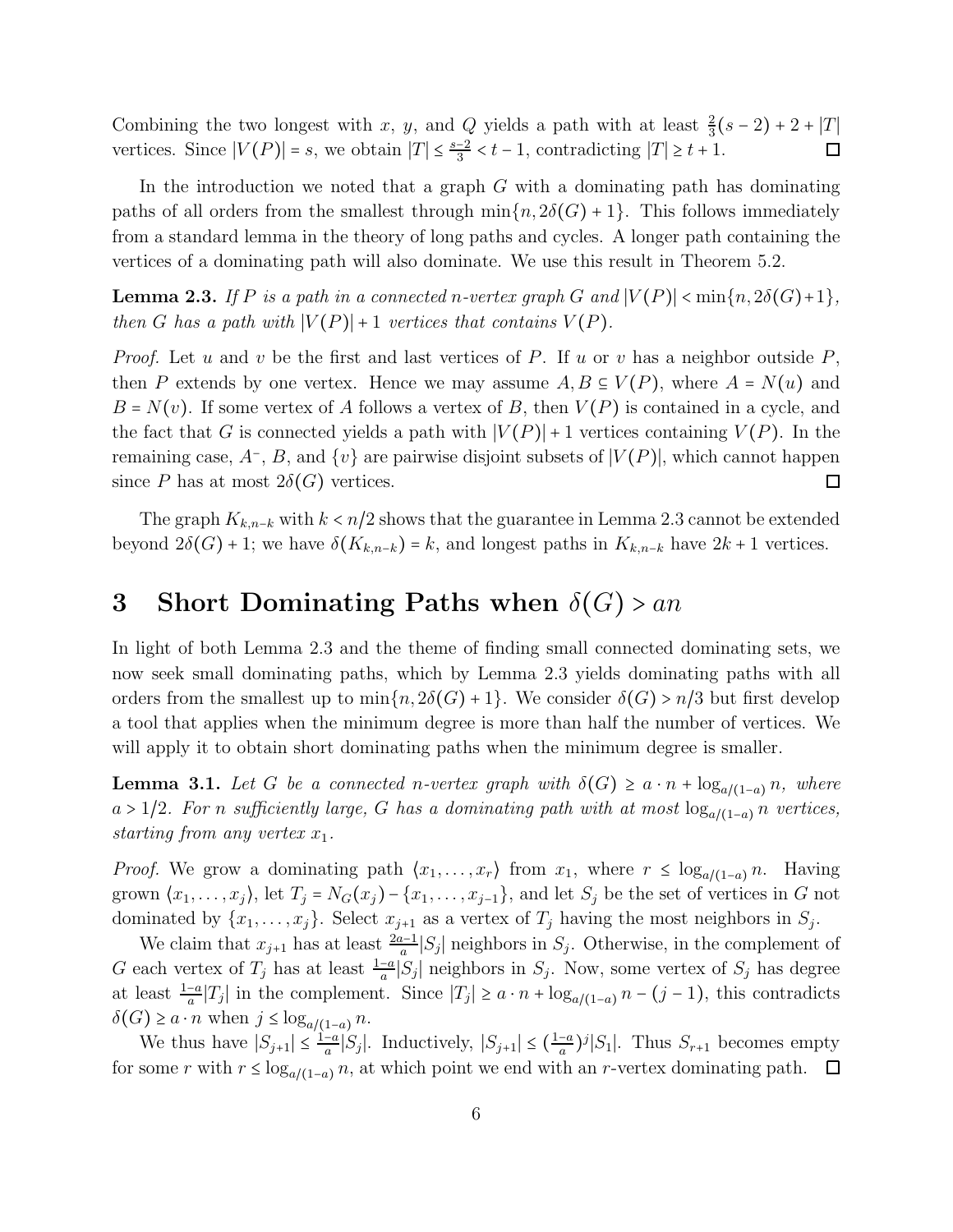Combining the two longest with $x$, $y$, and $Q$ yields a path with at least $\frac{2}{3}(s-2)+2+|T|$ vertices. Since $|V(P)|=s$, we obtain $|T|\le\frac{s-2}{3}<t-1$, contradicting $|T|\ge t+1$. ☐

In the introduction we noted that a graph $G$ with a dominating path has dominating paths of all orders from the smallest through $\min\{n,2\delta(G)+1\}$. This follows immediately from a standard lemma in the theory of long paths and cycles. A longer path containing the vertices of a dominating path will also dominate. We use this result in Theorem 5.2.

**Lemma 2.3.** *If $P$ is a path in a connected $n$-vertex graph $G$ and $|V(P)|<\min\{n,2\delta(G)+1\}$, then $G$ has a path with $|V(P)|+1$ vertices that contains $V(P)$.*

*Proof.* Let $u$ and $v$ be the first and last vertices of $P$. If $u$ or $v$ has a neighbor outside $P$, then $P$ extends by one vertex. Hence we may assume $A,B\subseteq V(P)$, where $A=N(u)$ and $B=N(v)$. If some vertex of $A$ follows a vertex of $B$, then $V(P)$ is contained in a cycle, and the fact that $G$ is connected yields a path with $|V(P)|+1$ vertices containing $V(P)$. In the remaining case, $A^-$, $B$, and $\{v\}$ are pairwise disjoint subsets of $|V(P)|$, which cannot happen since $P$ has at most $2\delta(G)$ vertices. ☐

The graph $K_{k,n-k}$ with $k<n/2$ shows that the guarantee in Lemma 2.3 cannot be extended beyond $2\delta(G)+1$; we have $\delta(K_{k,n-k})=k$, and longest paths in $K_{k,n-k}$ have $2k+1$ vertices.

# 3 Short Dominating Paths when $\delta(G)>an$

In light of both Lemma 2.3 and the theme of finding small connected dominating sets, we now seek small dominating paths, which by Lemma 2.3 yields dominating paths with all orders from the smallest up to $\min\{n,2\delta(G)+1\}$. We consider $\delta(G)>n/3$ but first develop a tool that applies when the minimum degree is more than half the number of vertices. We will apply it to obtain short dominating paths when the minimum degree is smaller.

**Lemma 3.1.** *Let $G$ be a connected $n$-vertex graph with $\delta(G)\ge a\cdot n+\log_{a/(1-a)}n$, where $a>1/2$. For $n$ sufficiently large, $G$ has a dominating path with at most $\log_{a/(1-a)}n$ vertices, starting from any vertex $x_1$.*

*Proof.* We grow a dominating path $\langle x_1,\dots,x_r\rangle$ from $x_1$, where $r\le\log_{a/(1-a)}n$. Having grown $\langle x_1,\dots,x_j\rangle$, let $T_j=N_G(x_j)-\{x_1,\dots,x_{j-1}\}$, and let $S_j$ be the set of vertices in $G$ not dominated by $\{x_1,\dots,x_j\}$. Select $x_{j+1}$ as a vertex of $T_j$ having the most neighbors in $S_j$.

We claim that $x_{j+1}$ has at least $\frac{2a-1}{a}|S_j|$ neighbors in $S_j$. Otherwise, in the complement of $G$ each vertex of $T_j$ has at least $\frac{1-a}{a}|S_j|$ neighbors in $S_j$. Now, some vertex of $S_j$ has degree at least $\frac{1-a}{a}|T_j|$ in the complement. Since $|T_j|\ge a\cdot n+\log_{a/(1-a)}n-(j-1)$, this contradicts $\delta(G)\ge a\cdot n$ when $j\le\log_{a/(1-a)}n$.

We thus have $|S_{j+1}|\le\frac{1-a}{a}|S_j|$. Inductively, $|S_{j+1}|\le(\frac{1-a}{a})^j|S_1|$. Thus $S_{r+1}$ becomes empty for some $r$ with $r\le\log_{a/(1-a)}n$, at which point we end with an $r$-vertex dominating path. ☐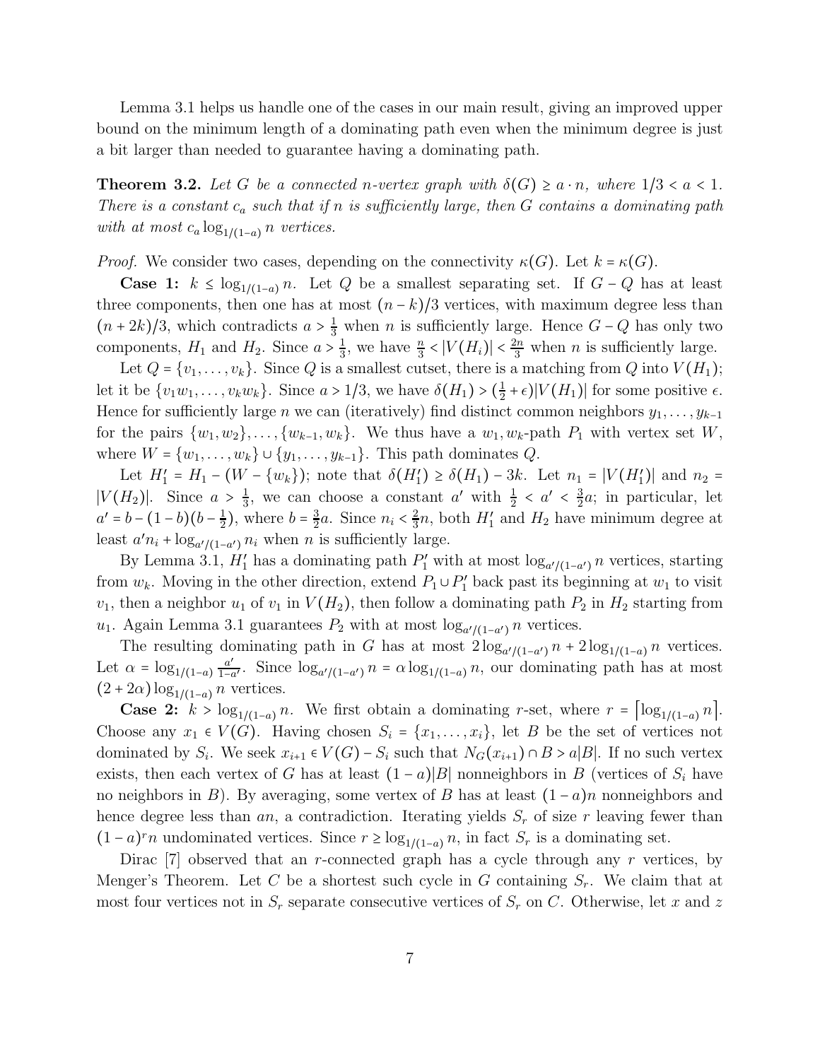Lemma 3.1 helps us handle one of the cases in our main result, giving an improved upper bound on the minimum length of a dominating path even when the minimum degree is just a bit larger than needed to guarantee having a dominating path.

**Theorem 3.2.** *Let $G$ be a connected $n$-vertex graph with $\delta(G) \geq a \cdot n$, where $1/3 < a < 1$. There is a constant $c_a$ such that if $n$ is sufficiently large, then $G$ contains a dominating path with at most $c_a \log_{1/(1-a)} n$ vertices.*

*Proof.* We consider two cases, depending on the connectivity $\kappa(G)$. Let $k = \kappa(G)$.

**Case 1:** $k \leq \log_{1/(1-a)} n$. Let $Q$ be a smallest separating set. If $G - Q$ has at least three components, then one has at most $(n-k)/3$ vertices, with maximum degree less than $(n+2k)/3$, which contradicts $a > \frac{1}{3}$ when $n$ is sufficiently large. Hence $G - Q$ has only two components, $H_1$ and $H_2$. Since $a > \frac{1}{3}$, we have $\frac{n}{3} < |V(H_i)| < \frac{2n}{3}$ when $n$ is sufficiently large.

Let $Q = \{v_1, \ldots, v_k\}$. Since $Q$ is a smallest cutset, there is a matching from $Q$ into $V(H_1)$; let it be $\{v_1 w_1, \ldots, v_k w_k\}$. Since $a > 1/3$, we have $\delta(H_1) > (\frac{1}{2} + \epsilon)|V(H_1)|$ for some positive $\epsilon$. Hence for sufficiently large $n$ we can (iteratively) find distinct common neighbors $y_1, \ldots, y_{k-1}$ for the pairs $\{w_1, w_2\}, \ldots, \{w_{k-1}, w_k\}$. We thus have a $w_1, w_k$-path $P_1$ with vertex set $W$, where $W = \{w_1, \ldots, w_k\} \cup \{y_1, \ldots, y_{k-1}\}$. This path dominates $Q$.

Let $H_1' = H_1 - (W - \{w_k\})$; note that $\delta(H_1') \geq \delta(H_1) - 3k$. Let $n_1 = |V(H_1')|$ and $n_2 = |V(H_2)|$. Since $a > \frac{1}{3}$, we can choose a constant $a'$ with $\frac{1}{2} < a' < \frac{3}{2}a$; in particular, let $a' = b - (1-b)(b - \frac{1}{2})$, where $b = \frac{3}{2}a$. Since $n_i < \frac{2}{3}n$, both $H_1'$ and $H_2$ have minimum degree at least $a' n_i + \log_{a'/(1-a')} n_i$ when $n$ is sufficiently large.

By Lemma 3.1, $H_1'$ has a dominating path $P_1'$ with at most $\log_{a'/(1-a')} n$ vertices, starting from $w_k$. Moving in the other direction, extend $P_1 \cup P_1'$ back past its beginning at $w_1$ to visit $v_1$, then a neighbor $u_1$ of $v_1$ in $V(H_2)$, then follow a dominating path $P_2$ in $H_2$ starting from $u_1$. Again Lemma 3.1 guarantees $P_2$ with at most $\log_{a'/(1-a')} n$ vertices.

The resulting dominating path in $G$ has at most $2\log_{a'/(1-a')} n + 2\log_{1/(1-a)} n$ vertices. Let $\alpha = \log_{1/(1-a)} \frac{a'}{1-a'}$. Since $\log_{a'/(1-a')} n = \alpha \log_{1/(1-a)} n$, our dominating path has at most $(2 + 2\alpha)\log_{1/(1-a)} n$ vertices.

**Case 2:** $k > \log_{1/(1-a)} n$. We first obtain a dominating $r$-set, where $r = \lceil \log_{1/(1-a)} n \rceil$. Choose any $x_1 \in V(G)$. Having chosen $S_i = \{x_1, \ldots, x_i\}$, let $B$ be the set of vertices not dominated by $S_i$. We seek $x_{i+1} \in V(G) - S_i$ such that $N_G(x_{i+1}) \cap B > a|B|$. If no such vertex exists, then each vertex of $G$ has at least $(1-a)|B|$ nonneighbors in $B$ (vertices of $S_i$ have no neighbors in $B$). By averaging, some vertex of $B$ has at least $(1-a)n$ nonneighbors and hence degree less than $an$, a contradiction. Iterating yields $S_r$ of size $r$ leaving fewer than $(1-a)^r n$ undominated vertices. Since $r \geq \log_{1/(1-a)} n$, in fact $S_r$ is a dominating set.

Dirac [7] observed that an $r$-connected graph has a cycle through any $r$ vertices, by Menger's Theorem. Let $C$ be a shortest such cycle in $G$ containing $S_r$. We claim that at most four vertices not in $S_r$ separate consecutive vertices of $S_r$ on $C$. Otherwise, let $x$ and $z$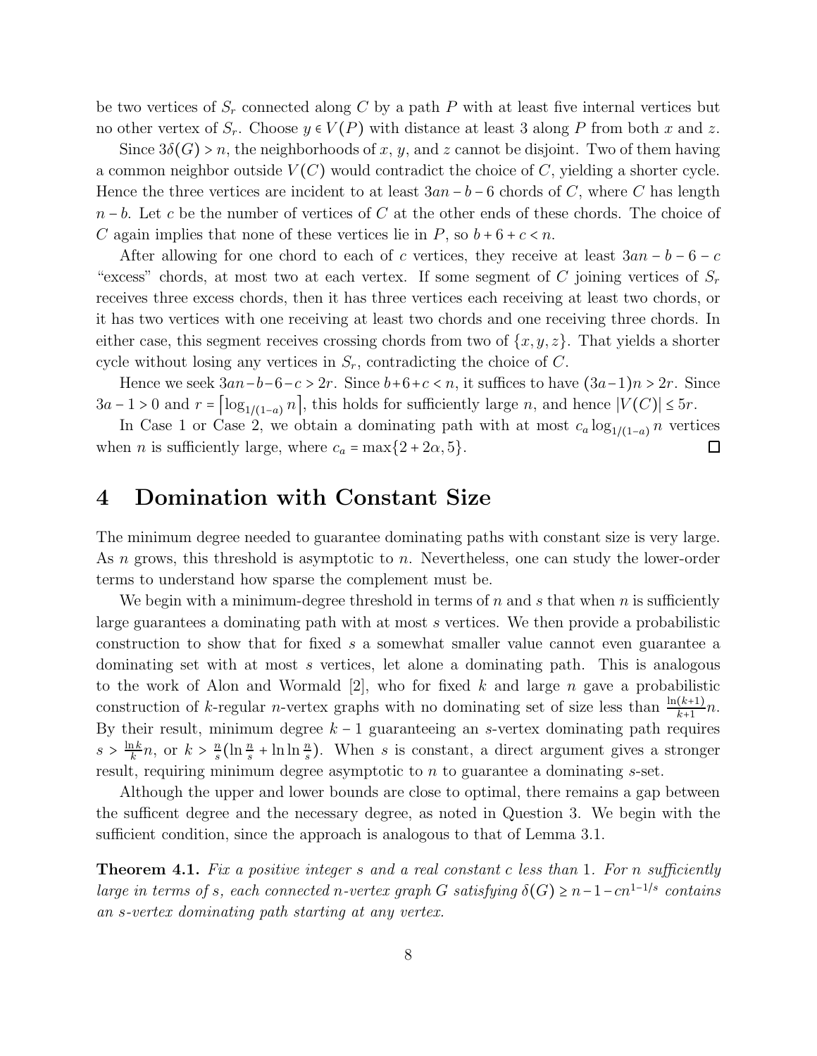be two vertices of $S_r$ connected along $C$ by a path $P$ with at least five internal vertices but no other vertex of $S_r$. Choose $y \in V(P)$ with distance at least 3 along $P$ from both $x$ and $z$.

Since $3\delta(G) > n$, the neighborhoods of $x$, $y$, and $z$ cannot be disjoint. Two of them having a common neighbor outside $V(C)$ would contradict the choice of $C$, yielding a shorter cycle. Hence the three vertices are incident to at least $3an - b - 6$ chords of $C$, where $C$ has length $n - b$. Let $c$ be the number of vertices of $C$ at the other ends of these chords. The choice of $C$ again implies that none of these vertices lie in $P$, so $b + 6 + c < n$.

After allowing for one chord to each of $c$ vertices, they receive at least $3an - b - 6 - c$ "excess" chords, at most two at each vertex. If some segment of $C$ joining vertices of $S_r$ receives three excess chords, then it has three vertices each receiving at least two chords, or it has two vertices with one receiving at least two chords and one receiving three chords. In either case, this segment receives crossing chords from two of $\{x, y, z\}$. That yields a shorter cycle without losing any vertices in $S_r$, contradicting the choice of $C$.

Hence we seek $3an - b - 6 - c > 2r$. Since $b + 6 + c < n$, it suffices to have $(3a - 1)n > 2r$. Since $3a - 1 > 0$ and $r = \lceil \log_{1/(1-a)} n \rceil$, this holds for sufficiently large $n$, and hence $|V(C)| \le 5r$.

In Case 1 or Case 2, we obtain a dominating path with at most $c_a \log_{1/(1-a)} n$ vertices when $n$ is sufficiently large, where $c_a = \max\{2 + 2\alpha, 5\}$. □

# 4 Domination with Constant Size

The minimum degree needed to guarantee dominating paths with constant size is very large. As $n$ grows, this threshold is asymptotic to $n$. Nevertheless, one can study the lower-order terms to understand how sparse the complement must be.

We begin with a minimum-degree threshold in terms of $n$ and $s$ that when $n$ is sufficiently large guarantees a dominating path with at most $s$ vertices. We then provide a probabilistic construction to show that for fixed $s$ a somewhat smaller value cannot even guarantee a dominating set with at most $s$ vertices, let alone a dominating path. This is analogous to the work of Alon and Wormald [2], who for fixed $k$ and large $n$ gave a probabilistic construction of $k$-regular $n$-vertex graphs with no dominating set of size less than $\frac{\ln(k+1)}{k+1}n$. By their result, minimum degree $k - 1$ guaranteeing an $s$-vertex dominating path requires $s > \frac{\ln k}{k}n$, or $k > \frac{n}{s}(\ln \frac{n}{s} + \ln\ln \frac{n}{s})$. When $s$ is constant, a direct argument gives a stronger result, requiring minimum degree asymptotic to $n$ to guarantee a dominating $s$-set.

Although the upper and lower bounds are close to optimal, there remains a gap between the sufficent degree and the necessary degree, as noted in Question 3. We begin with the sufficient condition, since the approach is analogous to that of Lemma 3.1.

**Theorem 4.1.** *Fix a positive integer $s$ and a real constant $c$ less than 1. For $n$ sufficiently large in terms of $s$, each connected $n$-vertex graph $G$ satisfying $\delta(G) \ge n - 1 - cn^{1-1/s}$ contains an $s$-vertex dominating path starting at any vertex.*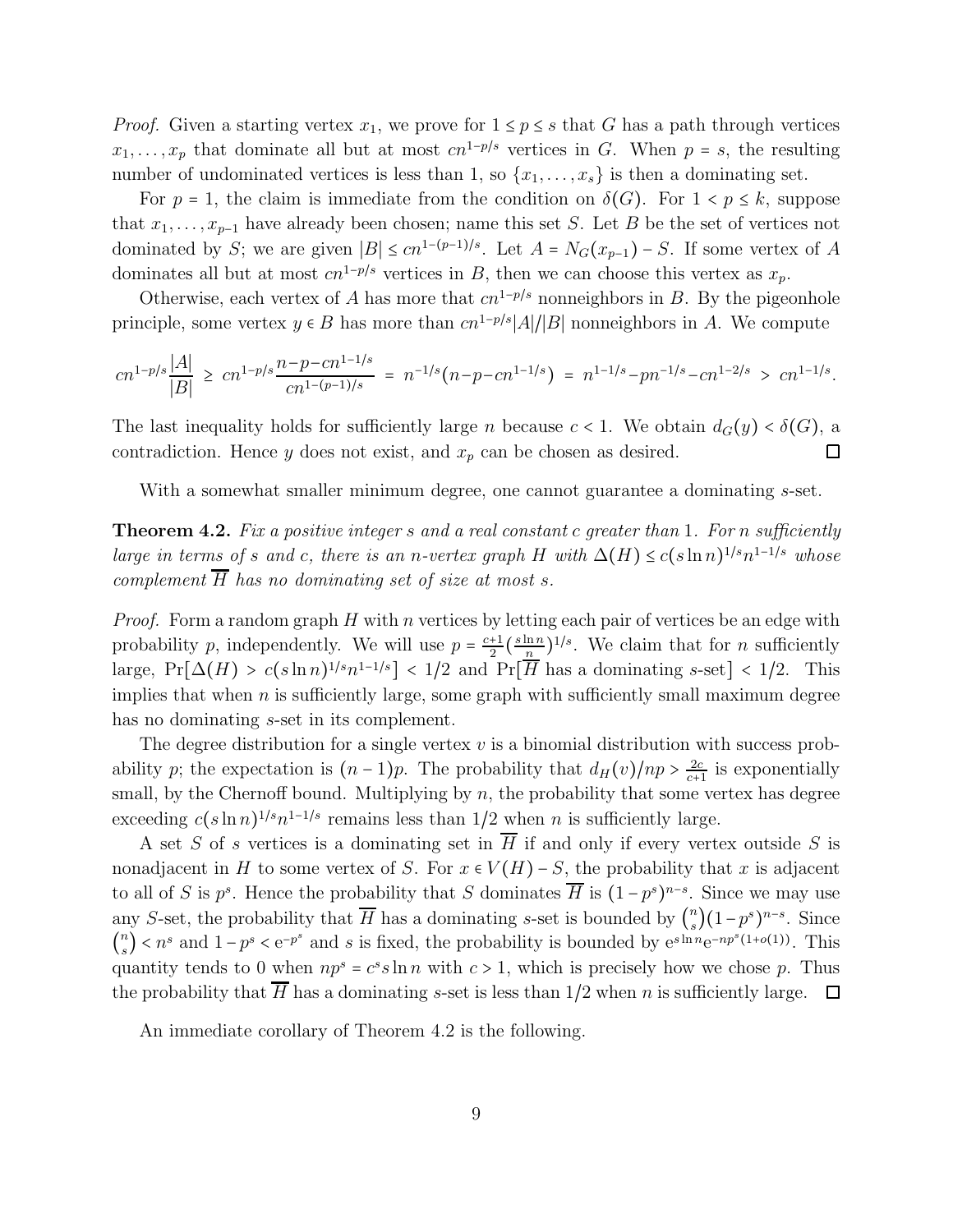*Proof.* Given a starting vertex $x_1$, we prove for $1 \le p \le s$ that $G$ has a path through vertices $x_1, \ldots, x_p$ that dominate all but at most $cn^{1-p/s}$ vertices in $G$. When $p = s$, the resulting number of undominated vertices is less than 1, so $\{x_1, \ldots, x_s\}$ is then a dominating set.

For $p = 1$, the claim is immediate from the condition on $\delta(G)$. For $1 < p \le k$, suppose that $x_1, \ldots, x_{p-1}$ have already been chosen; name this set $S$. Let $B$ be the set of vertices not dominated by $S$; we are given $|B| \le cn^{1-(p-1)/s}$. Let $A = N_G(x_{p-1}) - S$. If some vertex of $A$ dominates all but at most $cn^{1-p/s}$ vertices in $B$, then we can choose this vertex as $x_p$.

Otherwise, each vertex of $A$ has more that $cn^{1-p/s}$ nonneighbors in $B$. By the pigeonhole principle, some vertex $y \in B$ has more than $cn^{1-p/s}|A|/|B|$ nonneighbors in $A$. We compute

$$cn^{1-p/s}\frac{|A|}{|B|} \ \ge\ cn^{1-p/s}\frac{n-p-cn^{1-1/s}}{cn^{1-(p-1)/s}} \ =\ n^{-1/s}(n-p-cn^{1-1/s}) \ =\ n^{1-1/s}-pn^{-1/s}-cn^{1-2/s} \ >\ cn^{1-1/s}.$$

The last inequality holds for sufficiently large $n$ because $c < 1$. We obtain $d_G(y) < \delta(G)$, a contradiction. Hence $y$ does not exist, and $x_p$ can be chosen as desired. $\square$

With a somewhat smaller minimum degree, one cannot guarantee a dominating $s$-set.

**Theorem 4.2.** *Fix a positive integer $s$ and a real constant $c$ greater than 1. For $n$ sufficiently large in terms of $s$ and $c$, there is an $n$-vertex graph $H$ with $\Delta(H) \le c(s \ln n)^{1/s} n^{1-1/s}$ whose complement $\overline{H}$ has no dominating set of size at most $s$.*

*Proof.* Form a random graph $H$ with $n$ vertices by letting each pair of vertices be an edge with probability $p$, independently. We will use $p = \frac{c+1}{2}(\frac{s \ln n}{n})^{1/s}$. We claim that for $n$ sufficiently large, $\Pr[\Delta(H) > c(s\ln n)^{1/s}n^{1-1/s}] < 1/2$ and $\Pr[\overline{H}$ has a dominating $s$-set$] < 1/2$. This implies that when $n$ is sufficiently large, some graph with sufficiently small maximum degree has no dominating $s$-set in its complement.

The degree distribution for a single vertex $v$ is a binomial distribution with success probability $p$; the expectation is $(n-1)p$. The probability that $d_H(v)/np > \frac{2c}{c+1}$ is exponentially small, by the Chernoff bound. Multiplying by $n$, the probability that some vertex has degree exceeding $c(s\ln n)^{1/s}n^{1-1/s}$ remains less than $1/2$ when $n$ is sufficiently large.

A set $S$ of $s$ vertices is a dominating set in $\overline{H}$ if and only if every vertex outside $S$ is nonadjacent in $H$ to some vertex of $S$. For $x \in V(H) - S$, the probability that $x$ is adjacent to all of $S$ is $p^s$. Hence the probability that $S$ dominates $\overline{H}$ is $(1-p^s)^{n-s}$. Since we may use any $S$-set, the probability that $\overline{H}$ has a dominating $s$-set is bounded by $\binom{n}{s}(1-p^s)^{n-s}$. Since $\binom{n}{s} < n^s$ and $1 - p^s < e^{-p^s}$ and $s$ is fixed, the probability is bounded by $e^{s \ln n} e^{-np^s(1+o(1))}$. This quantity tends to 0 when $np^s = c^s s \ln n$ with $c > 1$, which is precisely how we chose $p$. Thus the probability that $\overline{H}$ has a dominating $s$-set is less than $1/2$ when $n$ is sufficiently large. $\square$

An immediate corollary of Theorem 4.2 is the following.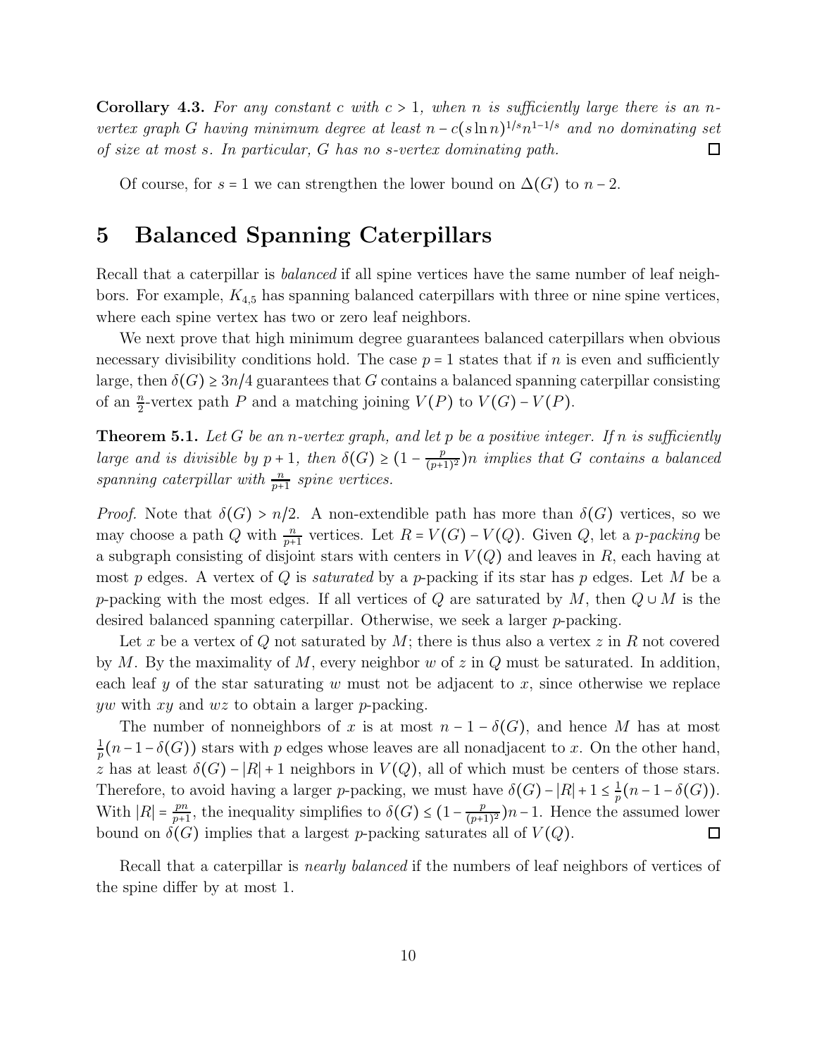**Corollary 4.3.** *For any constant $c$ with $c > 1$, when $n$ is sufficiently large there is an $n$-vertex graph $G$ having minimum degree at least $n - c(s \ln n)^{1/s} n^{1-1/s}$ and no dominating set of size at most $s$. In particular, $G$ has no $s$-vertex dominating path.* □

Of course, for $s = 1$ we can strengthen the lower bound on $\Delta(G)$ to $n - 2$.

# 5 Balanced Spanning Caterpillars

Recall that a caterpillar is *balanced* if all spine vertices have the same number of leaf neighbors. For example, $K_{4,5}$ has spanning balanced caterpillars with three or nine spine vertices, where each spine vertex has two or zero leaf neighbors.

We next prove that high minimum degree guarantees balanced caterpillars when obvious necessary divisibility conditions hold. The case $p = 1$ states that if $n$ is even and sufficiently large, then $\delta(G) \geq 3n/4$ guarantees that $G$ contains a balanced spanning caterpillar consisting of an $\frac{n}{2}$-vertex path $P$ and a matching joining $V(P)$ to $V(G) - V(P)$.

**Theorem 5.1.** *Let $G$ be an $n$-vertex graph, and let $p$ be a positive integer. If $n$ is sufficiently large and is divisible by $p+1$, then $\delta(G) \geq (1 - \frac{p}{(p+1)^2})n$ implies that $G$ contains a balanced spanning caterpillar with $\frac{n}{p+1}$ spine vertices.*

*Proof.* Note that $\delta(G) > n/2$. A non-extendible path has more than $\delta(G)$ vertices, so we may choose a path $Q$ with $\frac{n}{p+1}$ vertices. Let $R = V(G) - V(Q)$. Given $Q$, let a *$p$-packing* be a subgraph consisting of disjoint stars with centers in $V(Q)$ and leaves in $R$, each having at most $p$ edges. A vertex of $Q$ is *saturated* by a $p$-packing if its star has $p$ edges. Let $M$ be a $p$-packing with the most edges. If all vertices of $Q$ are saturated by $M$, then $Q \cup M$ is the desired balanced spanning caterpillar. Otherwise, we seek a larger $p$-packing.

Let $x$ be a vertex of $Q$ not saturated by $M$; there is thus also a vertex $z$ in $R$ not covered by $M$. By the maximality of $M$, every neighbor $w$ of $z$ in $Q$ must be saturated. In addition, each leaf $y$ of the star saturating $w$ must not be adjacent to $x$, since otherwise we replace $yw$ with $xy$ and $wz$ to obtain a larger $p$-packing.

The number of nonneighbors of $x$ is at most $n - 1 - \delta(G)$, and hence $M$ has at most $\frac{1}{p}(n - 1 - \delta(G))$ stars with $p$ edges whose leaves are all nonadjacent to $x$. On the other hand, $z$ has at least $\delta(G) - |R| + 1$ neighbors in $V(Q)$, all of which must be centers of those stars. Therefore, to avoid having a larger $p$-packing, we must have $\delta(G) - |R| + 1 \leq \frac{1}{p}(n - 1 - \delta(G))$. With $|R| = \frac{pn}{p+1}$, the inequality simplifies to $\delta(G) \leq (1 - \frac{p}{(p+1)^2})n - 1$. Hence the assumed lower bound on $\delta(G)$ implies that a largest $p$-packing saturates all of $V(Q)$. □

Recall that a caterpillar is *nearly balanced* if the numbers of leaf neighbors of vertices of the spine differ by at most 1.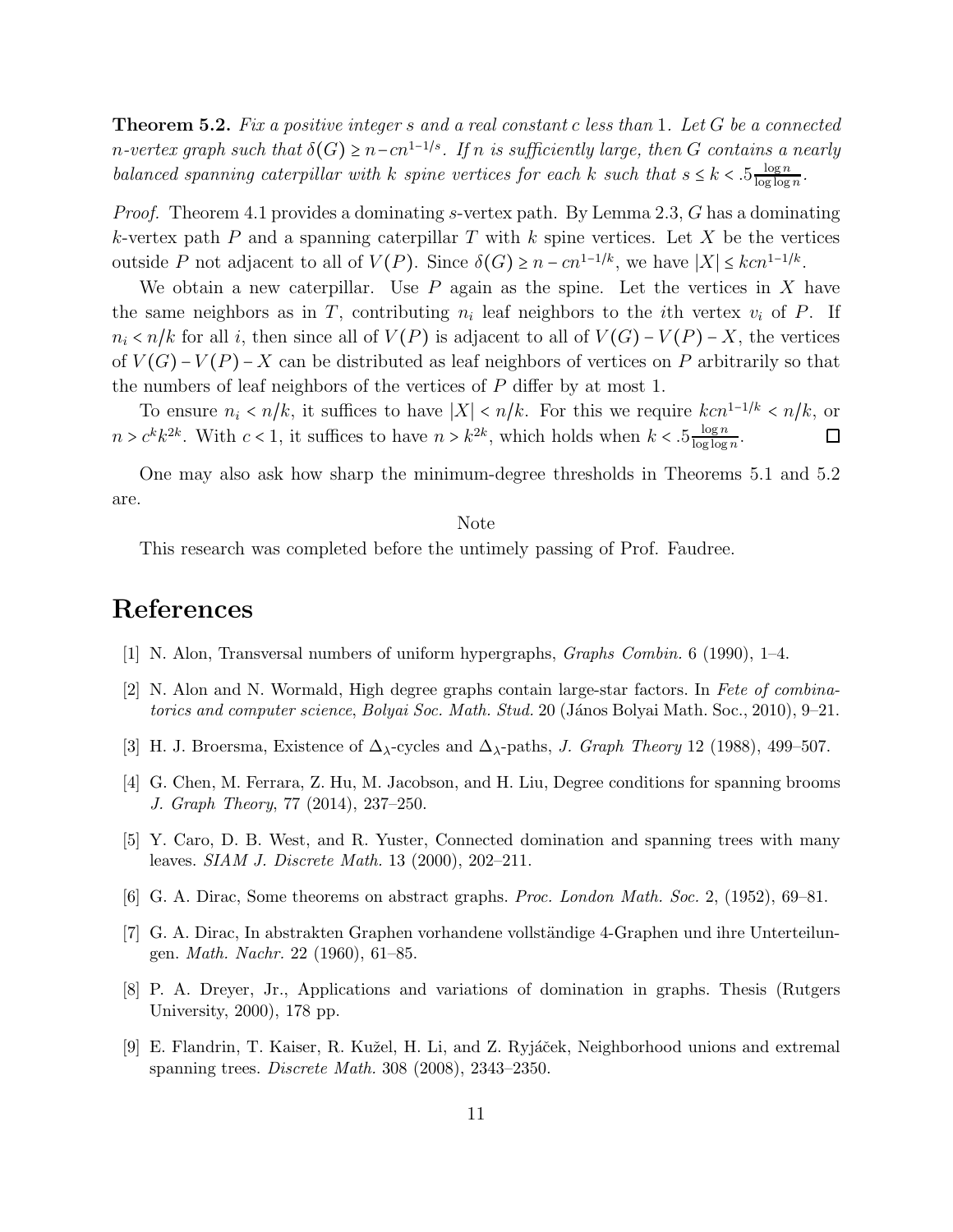**Theorem 5.2.** *Fix a positive integer $s$ and a real constant $c$ less than 1. Let $G$ be a connected $n$-vertex graph such that $\delta(G) \geq n - cn^{1-1/s}$. If $n$ is sufficiently large, then $G$ contains a nearly balanced spanning caterpillar with $k$ spine vertices for each $k$ such that $s \leq k < .5\frac{\log n}{\log\log n}$.*

*Proof.* Theorem 4.1 provides a dominating $s$-vertex path. By Lemma 2.3, $G$ has a dominating $k$-vertex path $P$ and a spanning caterpillar $T$ with $k$ spine vertices. Let $X$ be the vertices outside $P$ not adjacent to all of $V(P)$. Since $\delta(G) \geq n - cn^{1-1/k}$, we have $|X| \leq kcn^{1-1/k}$.

We obtain a new caterpillar. Use $P$ again as the spine. Let the vertices in $X$ have the same neighbors as in $T$, contributing $n_i$ leaf neighbors to the $i$th vertex $v_i$ of $P$. If $n_i < n/k$ for all $i$, then since all of $V(P)$ is adjacent to all of $V(G) - V(P) - X$, the vertices of $V(G) - V(P) - X$ can be distributed as leaf neighbors of vertices on $P$ arbitrarily so that the numbers of leaf neighbors of the vertices of $P$ differ by at most 1.

To ensure $n_i < n/k$, it suffices to have $|X| < n/k$. For this we require $kcn^{1-1/k} < n/k$, or $n > c^k k^{2k}$. With $c < 1$, it suffices to have $n > k^{2k}$, which holds when $k < .5\frac{\log n}{\log\log n}$. □

One may also ask how sharp the minimum-degree thresholds in Theorems 5.1 and 5.2 are.

Note

This research was completed before the untimely passing of Prof. Faudree.

# References

[1] N. Alon, Transversal numbers of uniform hypergraphs, *Graphs Combin.* 6 (1990), 1–4.

[2] N. Alon and N. Wormald, High degree graphs contain large-star factors. In *Fete of combinatorics and computer science*, *Bolyai Soc. Math. Stud.* 20 (János Bolyai Math. Soc., 2010), 9–21.

[3] H. J. Broersma, Existence of $\Delta_\lambda$-cycles and $\Delta_\lambda$-paths, *J. Graph Theory* 12 (1988), 499–507.

[4] G. Chen, M. Ferrara, Z. Hu, M. Jacobson, and H. Liu, Degree conditions for spanning brooms *J. Graph Theory*, 77 (2014), 237–250.

[5] Y. Caro, D. B. West, and R. Yuster, Connected domination and spanning trees with many leaves. *SIAM J. Discrete Math.* 13 (2000), 202–211.

[6] G. A. Dirac, Some theorems on abstract graphs. *Proc. London Math. Soc.* 2, (1952), 69–81.

[7] G. A. Dirac, In abstrakten Graphen vorhandene vollständige 4-Graphen und ihre Unterteilungen. *Math. Nachr.* 22 (1960), 61–85.

[8] P. A. Dreyer, Jr., Applications and variations of domination in graphs. Thesis (Rutgers University, 2000), 178 pp.

[9] E. Flandrin, T. Kaiser, R. Kužel, H. Li, and Z. Ryjáček, Neighborhood unions and extremal spanning trees. *Discrete Math.* 308 (2008), 2343–2350.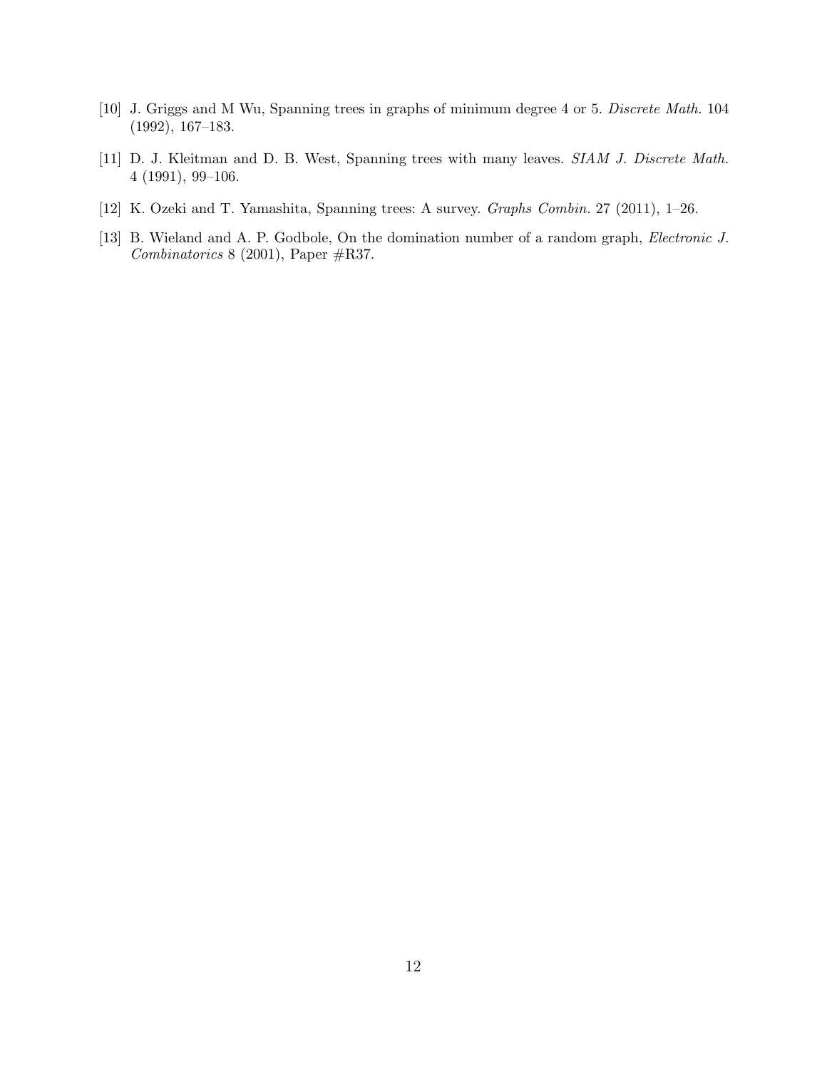[10] J. Griggs and M Wu, Spanning trees in graphs of minimum degree 4 or 5. *Discrete Math.* 104 (1992), 167–183.

[11] D. J. Kleitman and D. B. West, Spanning trees with many leaves. *SIAM J. Discrete Math.* 4 (1991), 99–106.

[12] K. Ozeki and T. Yamashita, Spanning trees: A survey. *Graphs Combin.* 27 (2011), 1–26.

[13] B. Wieland and A. P. Godbole, On the domination number of a random graph, *Electronic J. Combinatorics* 8 (2001), Paper #R37.